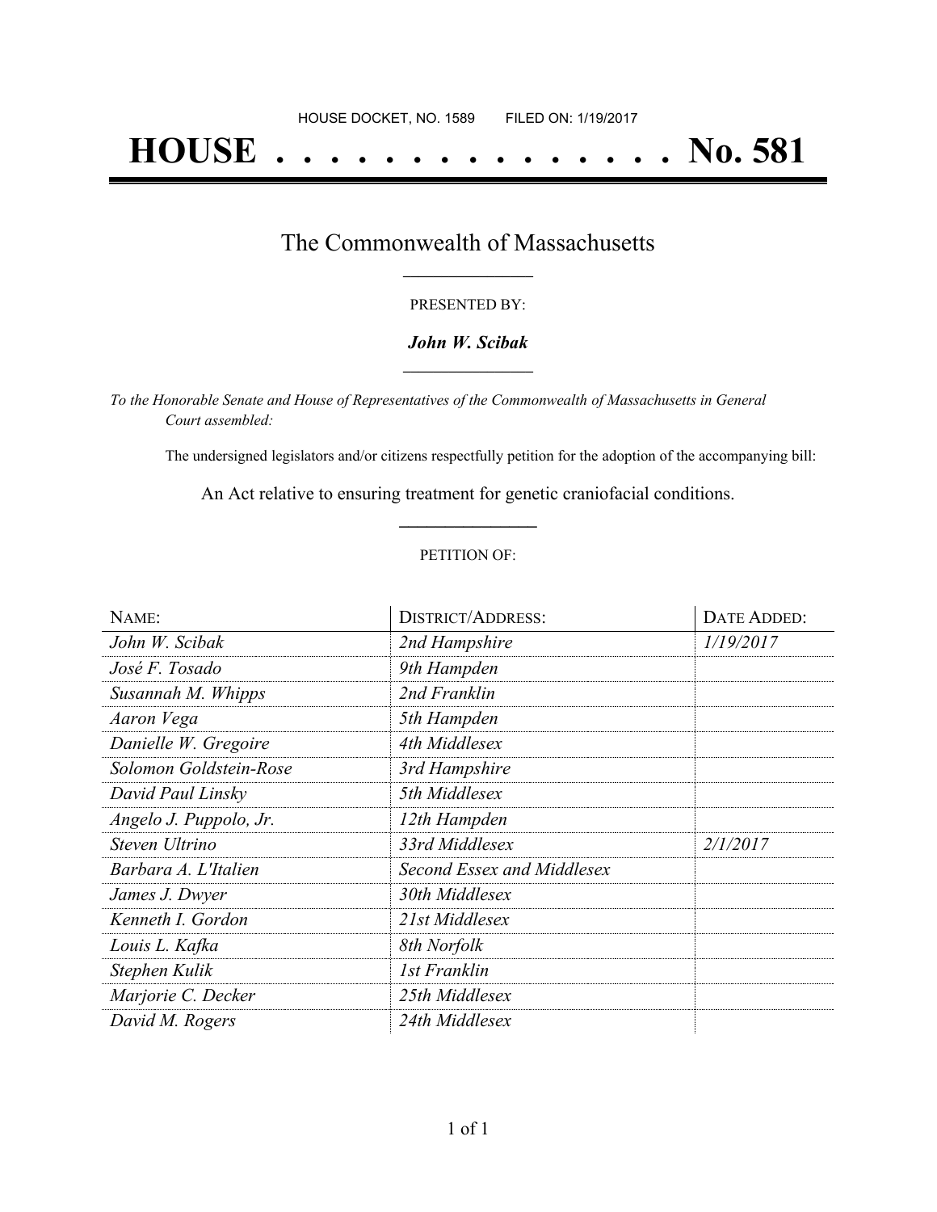HOUSE DOCKET, NO. 1589        FILED ON: 1/19/2017

# HOUSE . . . . . . . . . . . . . . . No. 581

## The Commonwealth of Massachusetts

PRESENTED BY:

***John W. Scibak***

*To the Honorable Senate and House of Representatives of the Commonwealth of Massachusetts in General Court assembled:*

The undersigned legislators and/or citizens respectfully petition for the adoption of the accompanying bill:

An Act relative to ensuring treatment for genetic craniofacial conditions.

PETITION OF:

| NAME: | DISTRICT/ADDRESS: | DATE ADDED: |
|---|---|---|
| *John W. Scibak* | *2nd Hampshire* | *1/19/2017* |
| *José F. Tosado* | *9th Hampden* | |
| *Susannah M. Whipps* | *2nd Franklin* | |
| *Aaron Vega* | *5th Hampden* | |
| *Danielle W. Gregoire* | *4th Middlesex* | |
| *Solomon Goldstein-Rose* | *3rd Hampshire* | |
| *David Paul Linsky* | *5th Middlesex* | |
| *Angelo J. Puppolo, Jr.* | *12th Hampden* | |
| *Steven Ultrino* | *33rd Middlesex* | *2/1/2017* |
| *Barbara A. L'Italien* | *Second Essex and Middlesex* | |
| *James J. Dwyer* | *30th Middlesex* | |
| *Kenneth I. Gordon* | *21st Middlesex* | |
| *Louis L. Kafka* | *8th Norfolk* | |
| *Stephen Kulik* | *1st Franklin* | |
| *Marjorie C. Decker* | *25th Middlesex* | |
| *David M. Rogers* | *24th Middlesex* | |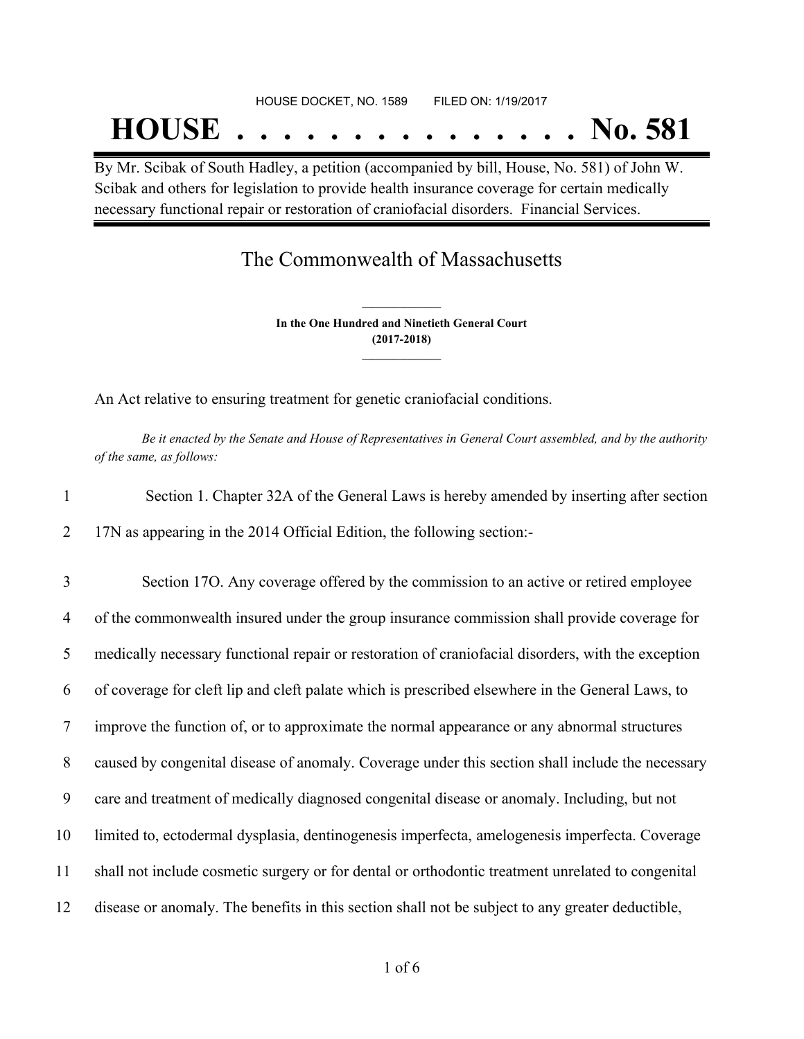HOUSE DOCKET, NO. 1589 FILED ON: 1/19/2017

# HOUSE . . . . . . . . . . . . . . . No. 581

By Mr. Scibak of South Hadley, a petition (accompanied by bill, House, No. 581) of John W. Scibak and others for legislation to provide health insurance coverage for certain medically necessary functional repair or restoration of craniofacial disorders. Financial Services.

## The Commonwealth of Massachusetts

**In the One Hundred and Ninetieth General Court**
**(2017-2018)**

An Act relative to ensuring treatment for genetic craniofacial conditions.

*Be it enacted by the Senate and House of Representatives in General Court assembled, and by the authority of the same, as follows:*

1 Section 1. Chapter 32A of the General Laws is hereby amended by inserting after section
2 17N as appearing in the 2014 Official Edition, the following section:-

3 Section 17O. Any coverage offered by the commission to an active or retired employee
4 of the commonwealth insured under the group insurance commission shall provide coverage for
5 medically necessary functional repair or restoration of craniofacial disorders, with the exception
6 of coverage for cleft lip and cleft palate which is prescribed elsewhere in the General Laws, to
7 improve the function of, or to approximate the normal appearance or any abnormal structures
8 caused by congenital disease of anomaly. Coverage under this section shall include the necessary
9 care and treatment of medically diagnosed congenital disease or anomaly. Including, but not
10 limited to, ectodermal dysplasia, dentinogenesis imperfecta, amelogenesis imperfecta. Coverage
11 shall not include cosmetic surgery or for dental or orthodontic treatment unrelated to congenital
12 disease or anomaly. The benefits in this section shall not be subject to any greater deductible,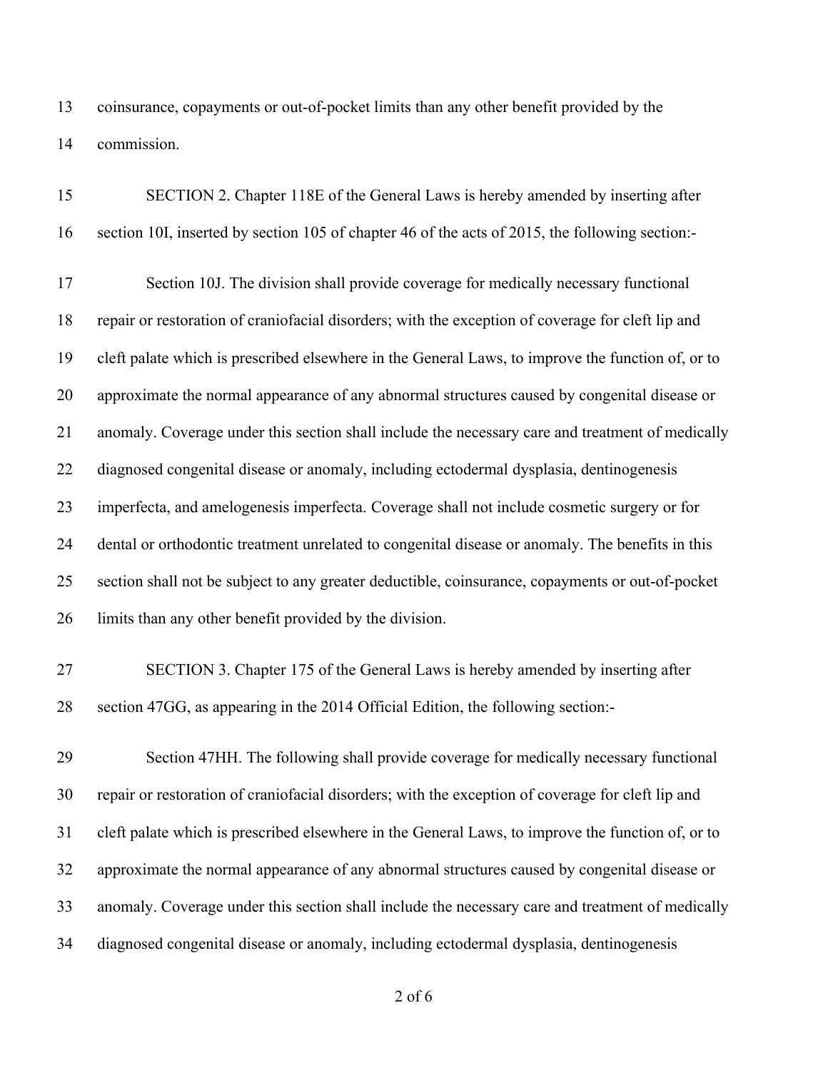coinsurance, copayments or out-of-pocket limits than any other benefit provided by the commission.

SECTION 2. Chapter 118E of the General Laws is hereby amended by inserting after section 10I, inserted by section 105 of chapter 46 of the acts of 2015, the following section:-

Section 10J. The division shall provide coverage for medically necessary functional repair or restoration of craniofacial disorders; with the exception of coverage for cleft lip and cleft palate which is prescribed elsewhere in the General Laws, to improve the function of, or to approximate the normal appearance of any abnormal structures caused by congenital disease or anomaly. Coverage under this section shall include the necessary care and treatment of medically diagnosed congenital disease or anomaly, including ectodermal dysplasia, dentinogenesis imperfecta, and amelogenesis imperfecta. Coverage shall not include cosmetic surgery or for dental or orthodontic treatment unrelated to congenital disease or anomaly. The benefits in this section shall not be subject to any greater deductible, coinsurance, copayments or out-of-pocket limits than any other benefit provided by the division.

SECTION 3. Chapter 175 of the General Laws is hereby amended by inserting after section 47GG, as appearing in the 2014 Official Edition, the following section:-

Section 47HH. The following shall provide coverage for medically necessary functional repair or restoration of craniofacial disorders; with the exception of coverage for cleft lip and cleft palate which is prescribed elsewhere in the General Laws, to improve the function of, or to approximate the normal appearance of any abnormal structures caused by congenital disease or anomaly. Coverage under this section shall include the necessary care and treatment of medically diagnosed congenital disease or anomaly, including ectodermal dysplasia, dentinogenesis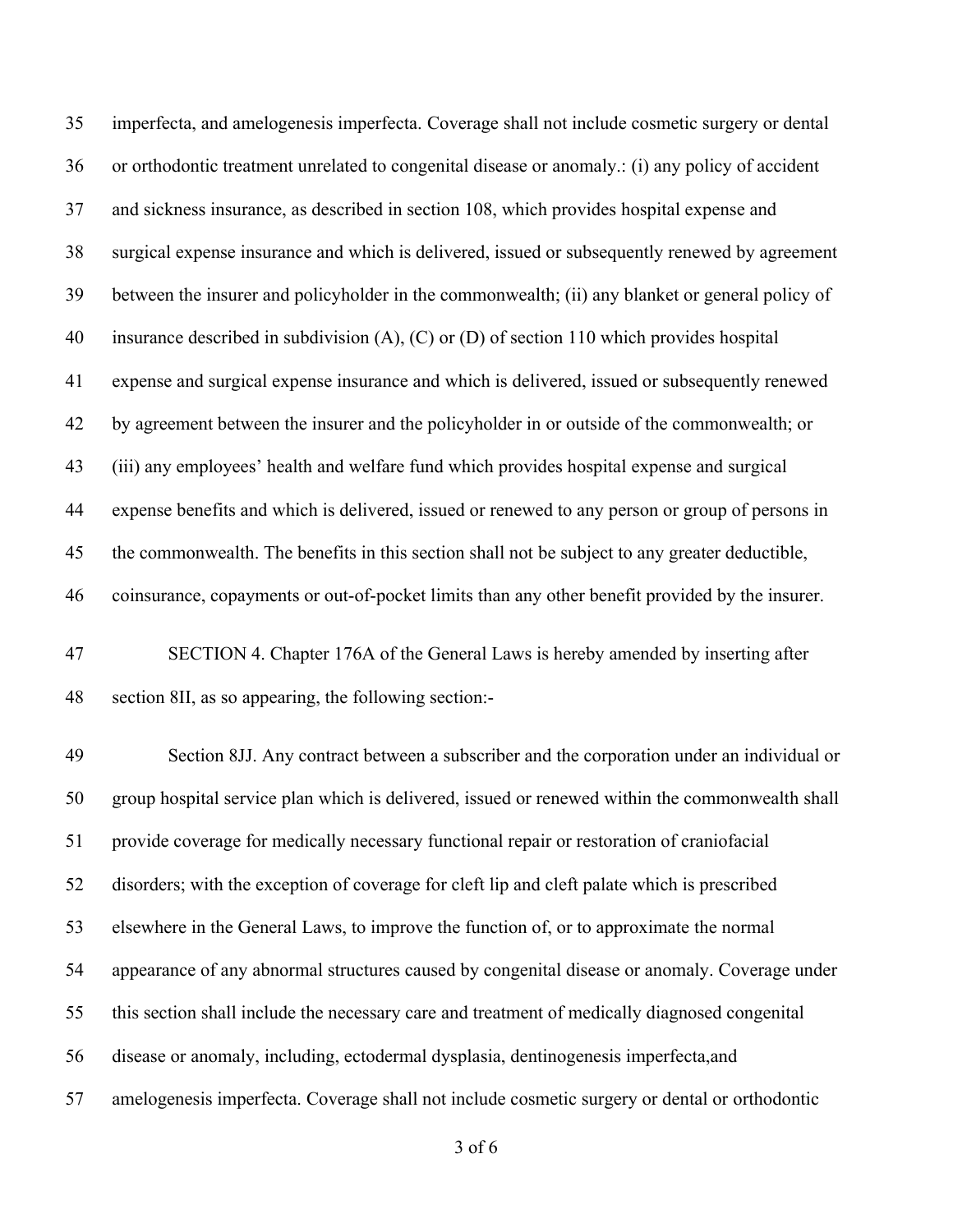imperfecta, and amelogenesis imperfecta. Coverage shall not include cosmetic surgery or dental or orthodontic treatment unrelated to congenital disease or anomaly.: (i) any policy of accident and sickness insurance, as described in section 108, which provides hospital expense and surgical expense insurance and which is delivered, issued or subsequently renewed by agreement between the insurer and policyholder in the commonwealth; (ii) any blanket or general policy of insurance described in subdivision (A), (C) or (D) of section 110 which provides hospital expense and surgical expense insurance and which is delivered, issued or subsequently renewed by agreement between the insurer and the policyholder in or outside of the commonwealth; or (iii) any employees' health and welfare fund which provides hospital expense and surgical expense benefits and which is delivered, issued or renewed to any person or group of persons in the commonwealth. The benefits in this section shall not be subject to any greater deductible, coinsurance, copayments or out-of-pocket limits than any other benefit provided by the insurer.

SECTION 4. Chapter 176A of the General Laws is hereby amended by inserting after section 8II, as so appearing, the following section:-

Section 8JJ. Any contract between a subscriber and the corporation under an individual or group hospital service plan which is delivered, issued or renewed within the commonwealth shall provide coverage for medically necessary functional repair or restoration of craniofacial disorders; with the exception of coverage for cleft lip and cleft palate which is prescribed elsewhere in the General Laws, to improve the function of, or to approximate the normal appearance of any abnormal structures caused by congenital disease or anomaly. Coverage under this section shall include the necessary care and treatment of medically diagnosed congenital disease or anomaly, including, ectodermal dysplasia, dentinogenesis imperfecta,and amelogenesis imperfecta. Coverage shall not include cosmetic surgery or dental or orthodontic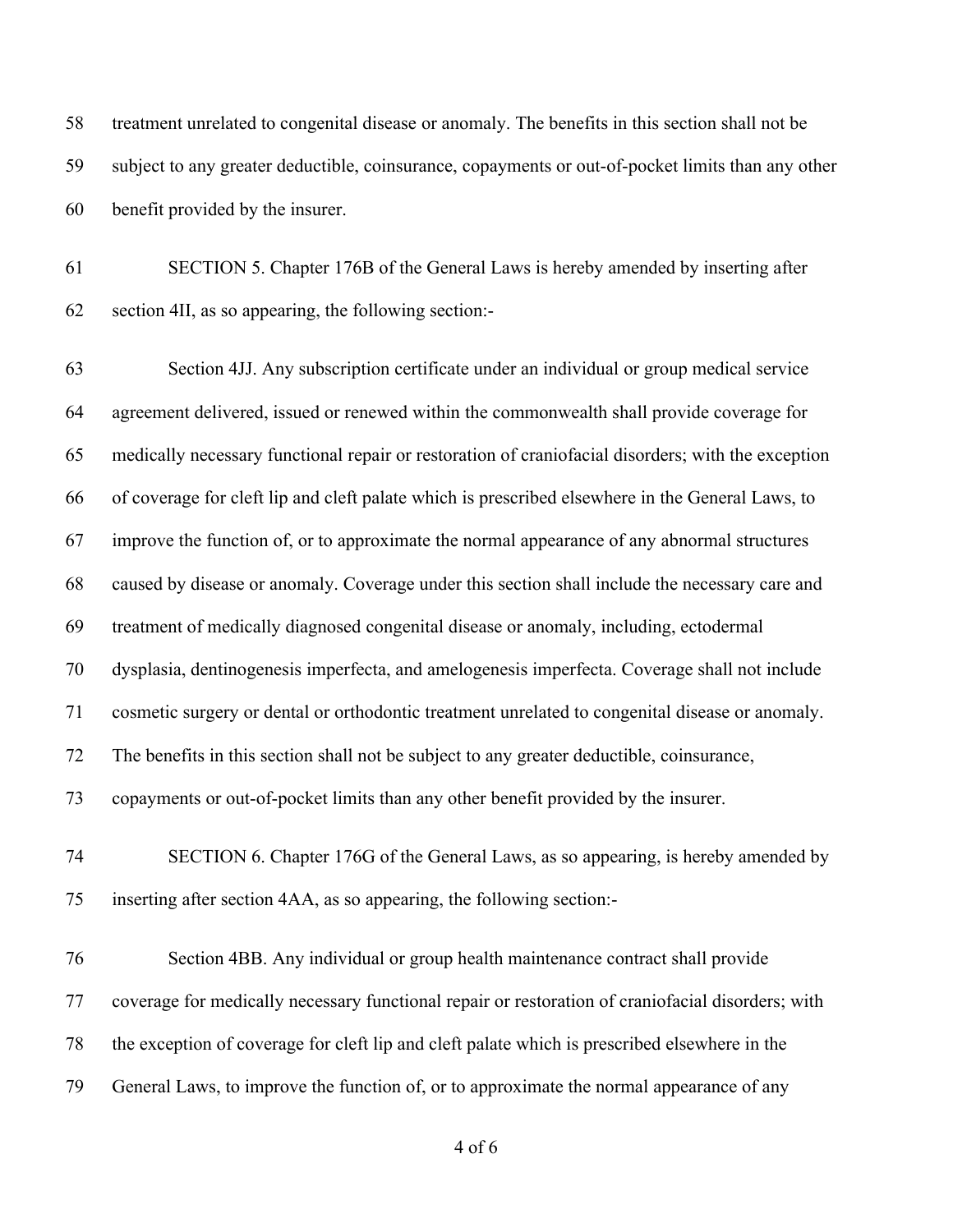treatment unrelated to congenital disease or anomaly. The benefits in this section shall not be subject to any greater deductible, coinsurance, copayments or out-of-pocket limits than any other benefit provided by the insurer.

SECTION 5. Chapter 176B of the General Laws is hereby amended by inserting after section 4II, as so appearing, the following section:-

Section 4JJ. Any subscription certificate under an individual or group medical service agreement delivered, issued or renewed within the commonwealth shall provide coverage for medically necessary functional repair or restoration of craniofacial disorders; with the exception of coverage for cleft lip and cleft palate which is prescribed elsewhere in the General Laws, to improve the function of, or to approximate the normal appearance of any abnormal structures caused by disease or anomaly. Coverage under this section shall include the necessary care and treatment of medically diagnosed congenital disease or anomaly, including, ectodermal dysplasia, dentinogenesis imperfecta, and amelogenesis imperfecta. Coverage shall not include cosmetic surgery or dental or orthodontic treatment unrelated to congenital disease or anomaly. The benefits in this section shall not be subject to any greater deductible, coinsurance, copayments or out-of-pocket limits than any other benefit provided by the insurer.

SECTION 6. Chapter 176G of the General Laws, as so appearing, is hereby amended by inserting after section 4AA, as so appearing, the following section:-

Section 4BB. Any individual or group health maintenance contract shall provide coverage for medically necessary functional repair or restoration of craniofacial disorders; with the exception of coverage for cleft lip and cleft palate which is prescribed elsewhere in the General Laws, to improve the function of, or to approximate the normal appearance of any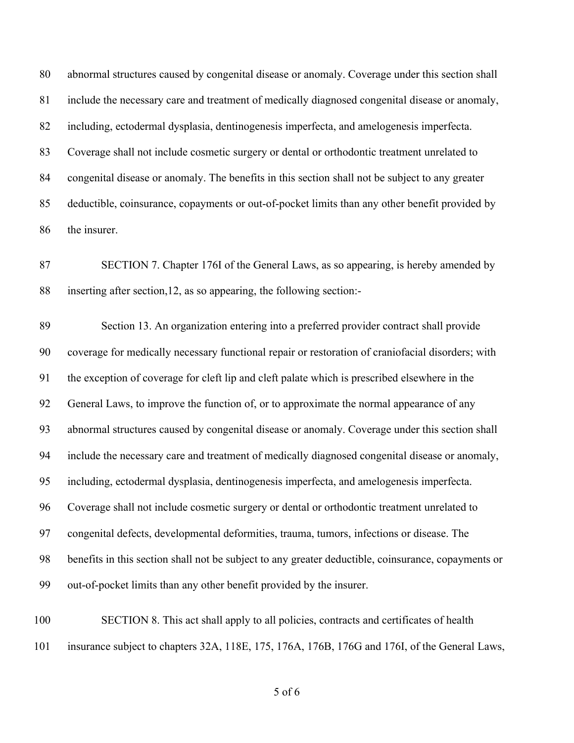abnormal structures caused by congenital disease or anomaly. Coverage under this section shall include the necessary care and treatment of medically diagnosed congenital disease or anomaly, including, ectodermal dysplasia, dentinogenesis imperfecta, and amelogenesis imperfecta. Coverage shall not include cosmetic surgery or dental or orthodontic treatment unrelated to congenital disease or anomaly. The benefits in this section shall not be subject to any greater deductible, coinsurance, copayments or out-of-pocket limits than any other benefit provided by the insurer.

SECTION 7. Chapter 176I of the General Laws, as so appearing, is hereby amended by inserting after section,12, as so appearing, the following section:-

Section 13. An organization entering into a preferred provider contract shall provide coverage for medically necessary functional repair or restoration of craniofacial disorders; with the exception of coverage for cleft lip and cleft palate which is prescribed elsewhere in the General Laws, to improve the function of, or to approximate the normal appearance of any abnormal structures caused by congenital disease or anomaly. Coverage under this section shall include the necessary care and treatment of medically diagnosed congenital disease or anomaly, including, ectodermal dysplasia, dentinogenesis imperfecta, and amelogenesis imperfecta. Coverage shall not include cosmetic surgery or dental or orthodontic treatment unrelated to congenital defects, developmental deformities, trauma, tumors, infections or disease. The benefits in this section shall not be subject to any greater deductible, coinsurance, copayments or out-of-pocket limits than any other benefit provided by the insurer.

SECTION 8. This act shall apply to all policies, contracts and certificates of health insurance subject to chapters 32A, 118E, 175, 176A, 176B, 176G and 176I, of the General Laws,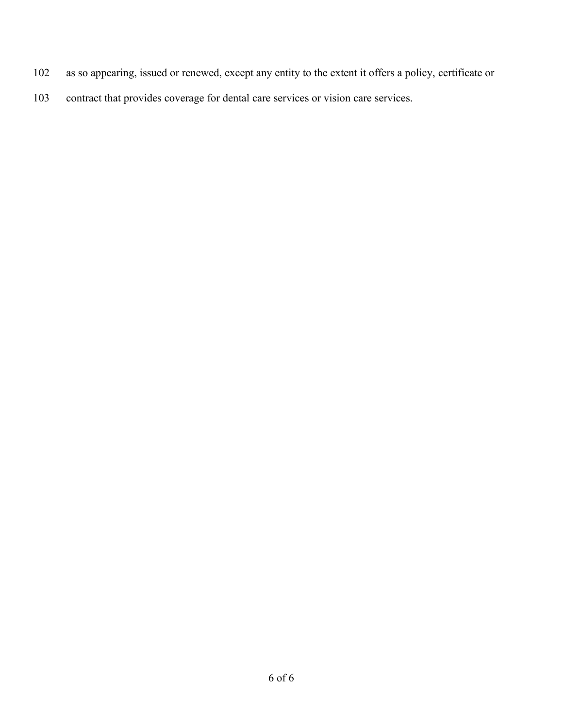102 as so appearing, issued or renewed, except any entity to the extent it offers a policy, certificate or

103 contract that provides coverage for dental care services or vision care services.